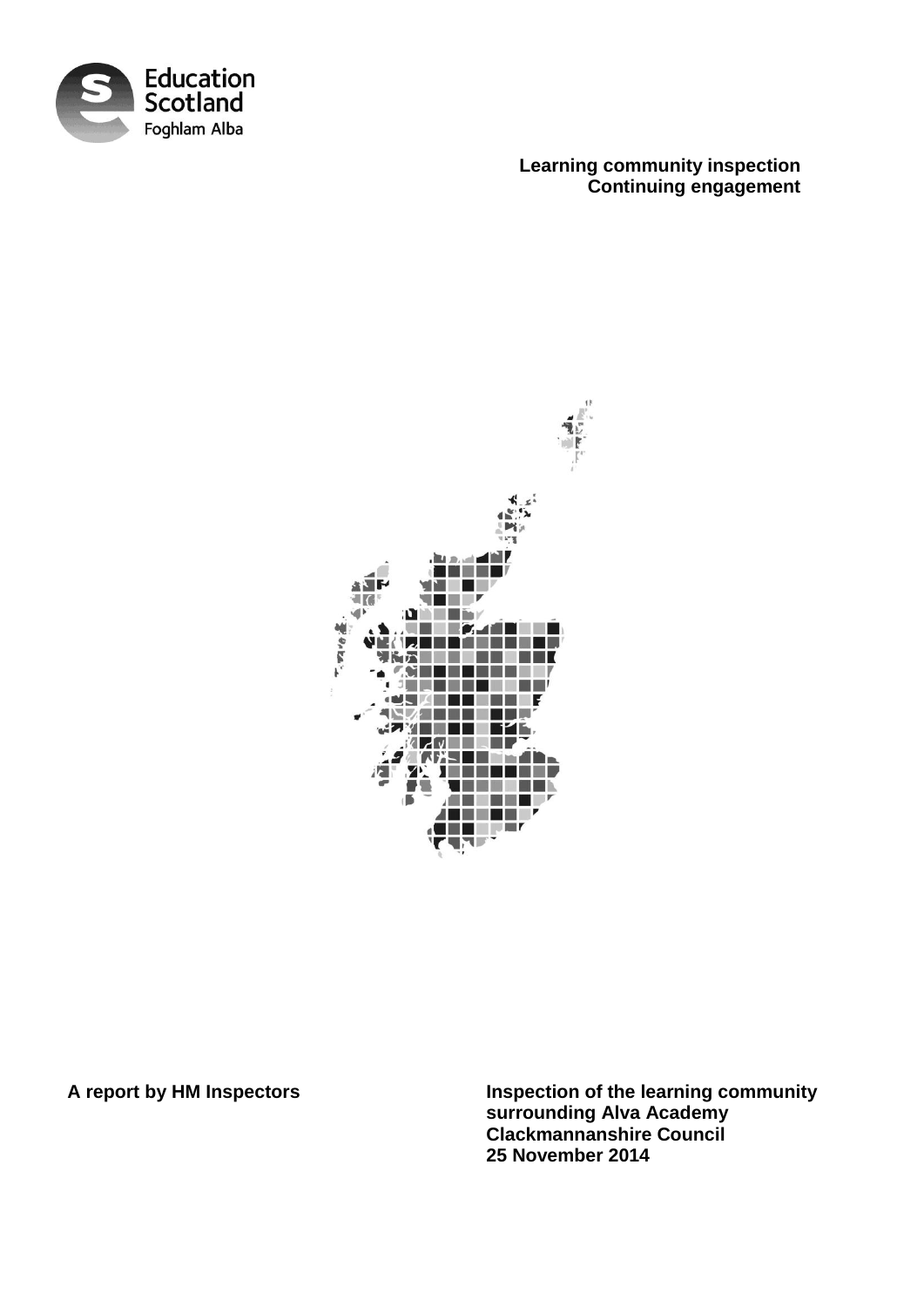Education Scotland
Foghlam Alba

**Learning community inspection**
**Continuing engagement**

**A report by HM Inspectors**

**Inspection of the learning community surrounding Alva Academy**
**Clackmannanshire Council**
**25 November 2014**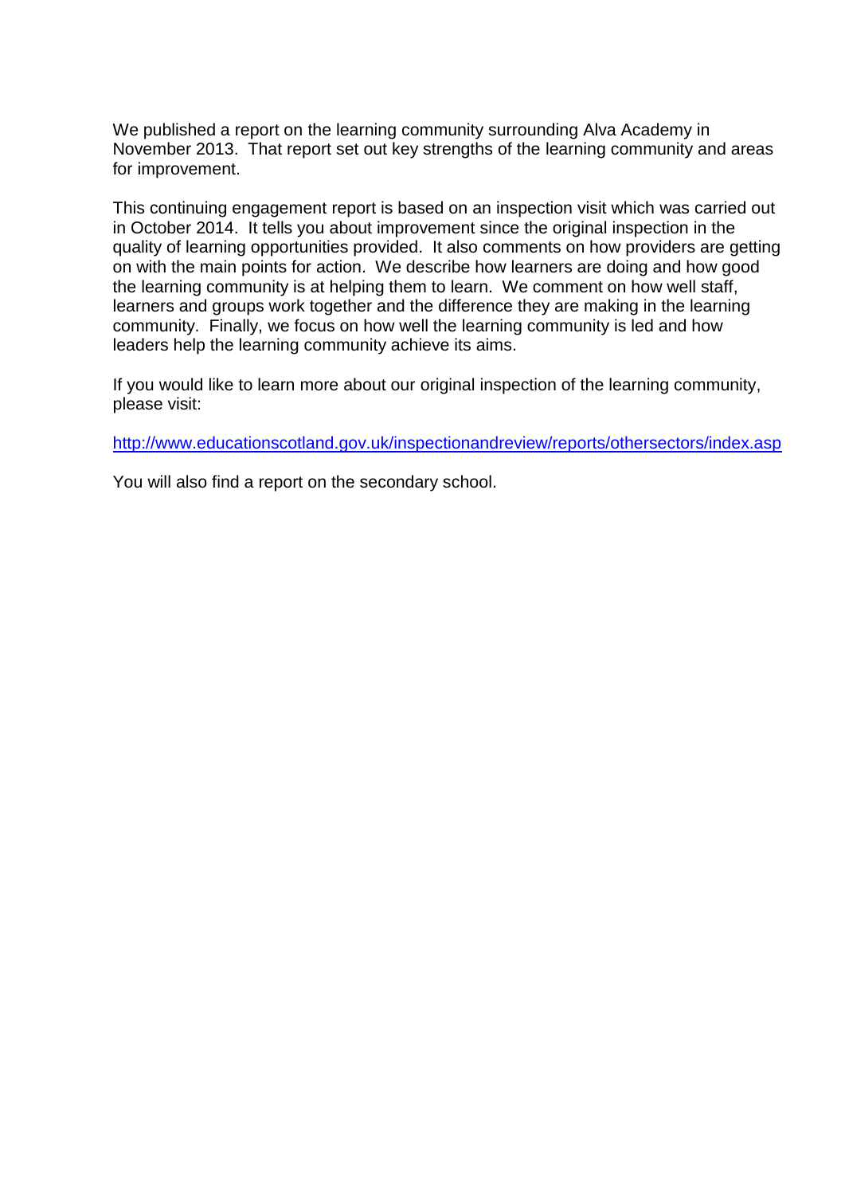We published a report on the learning community surrounding Alva Academy in November 2013. That report set out key strengths of the learning community and areas for improvement.

This continuing engagement report is based on an inspection visit which was carried out in October 2014. It tells you about improvement since the original inspection in the quality of learning opportunities provided. It also comments on how providers are getting on with the main points for action. We describe how learners are doing and how good the learning community is at helping them to learn. We comment on how well staff, learners and groups work together and the difference they are making in the learning community. Finally, we focus on how well the learning community is led and how leaders help the learning community achieve its aims.

If you would like to learn more about our original inspection of the learning community, please visit:

http://www.educationscotland.gov.uk/inspectionandreview/reports/othersectors/index.asp

You will also find a report on the secondary school.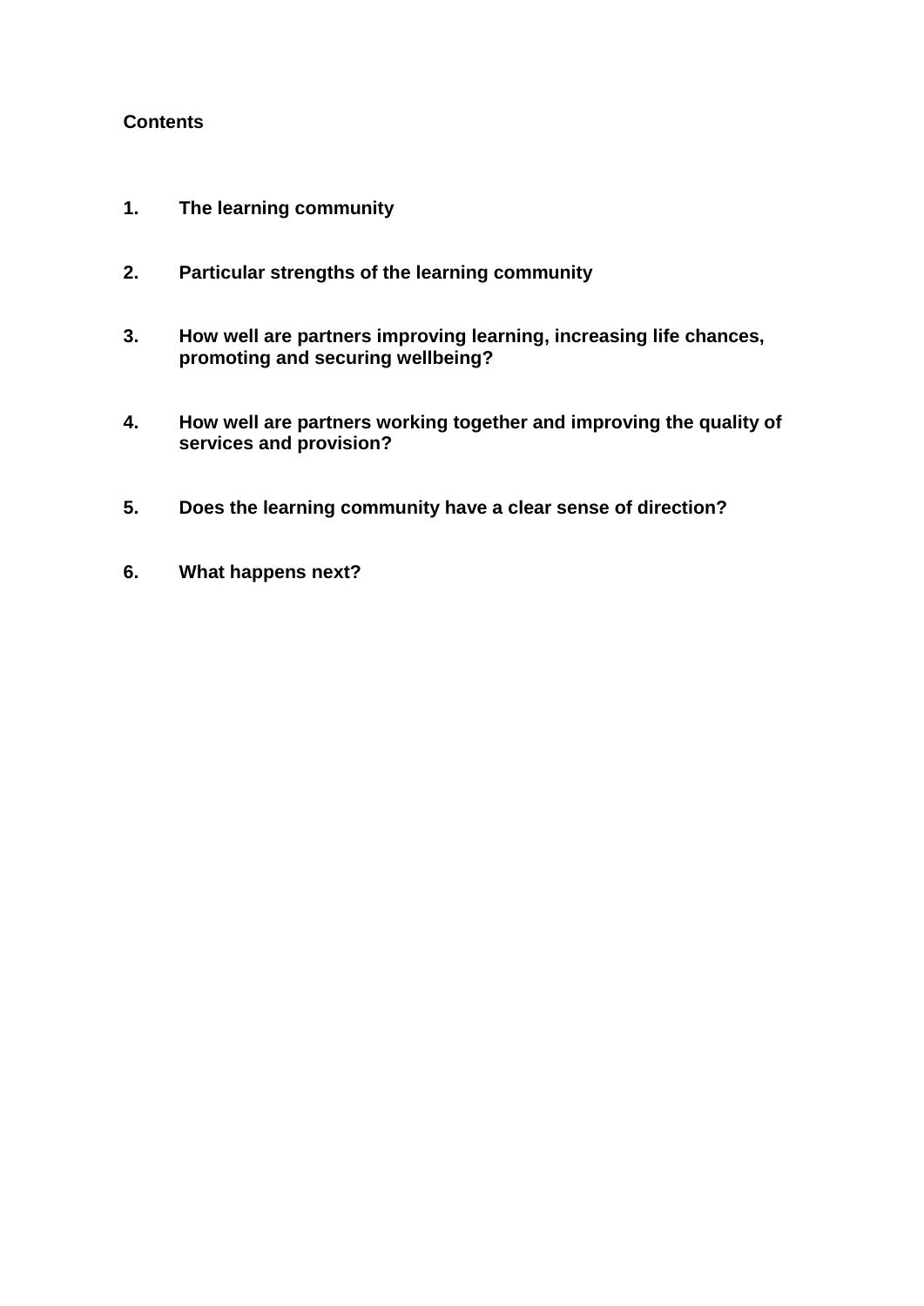**Contents**

1. **The learning community**

2. **Particular strengths of the learning community**

3. **How well are partners improving learning, increasing life chances, promoting and securing wellbeing?**

4. **How well are partners working together and improving the quality of services and provision?**

5. **Does the learning community have a clear sense of direction?**

6. **What happens next?**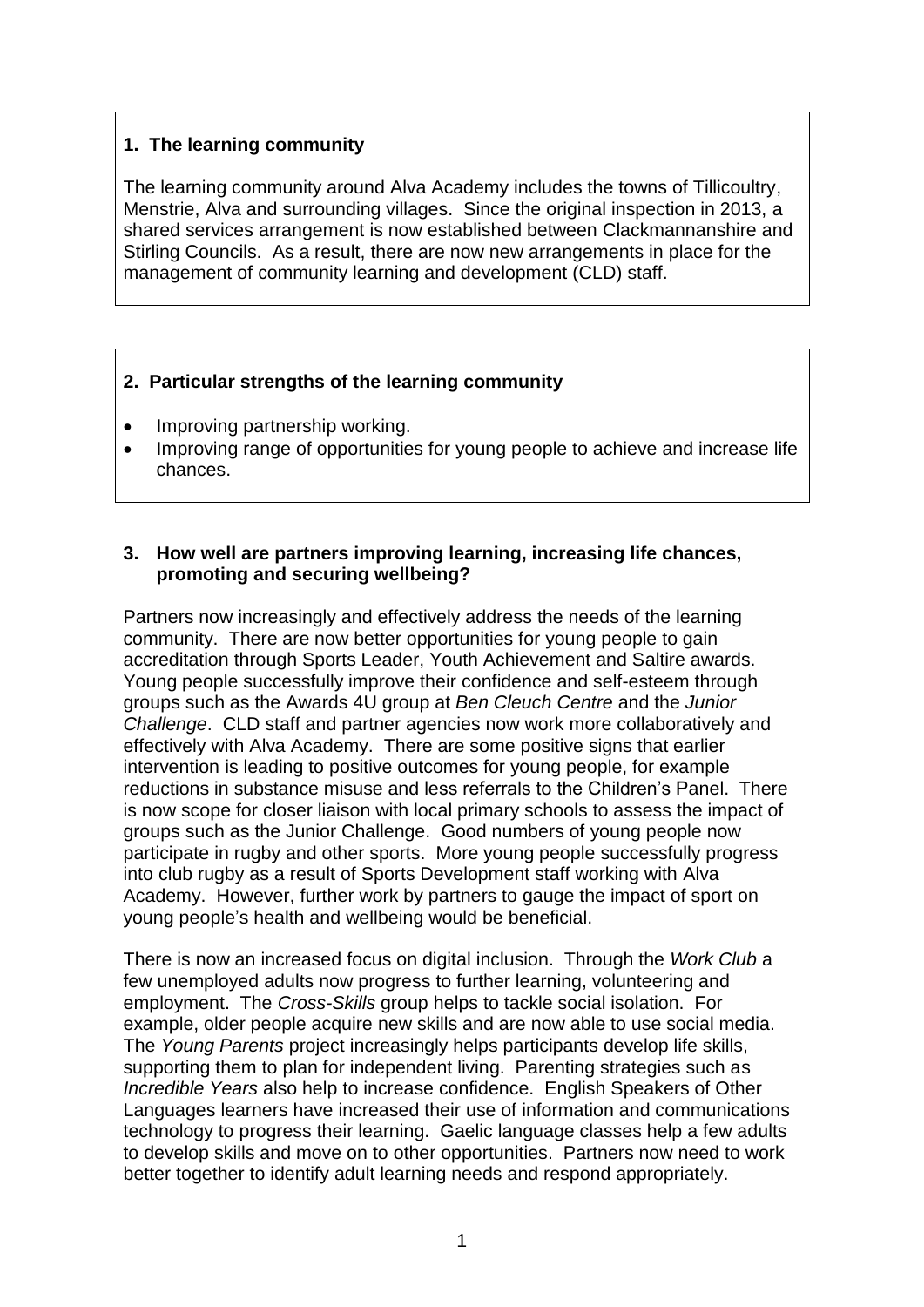## 1. The learning community

The learning community around Alva Academy includes the towns of Tillicoultry, Menstrie, Alva and surrounding villages. Since the original inspection in 2013, a shared services arrangement is now established between Clackmannanshire and Stirling Councils. As a result, there are now new arrangements in place for the management of community learning and development (CLD) staff.

## 2. Particular strengths of the learning community

- Improving partnership working.
- Improving range of opportunities for young people to achieve and increase life chances.

## 3. How well are partners improving learning, increasing life chances, promoting and securing wellbeing?

Partners now increasingly and effectively address the needs of the learning community. There are now better opportunities for young people to gain accreditation through Sports Leader, Youth Achievement and Saltire awards. Young people successfully improve their confidence and self-esteem through groups such as the Awards 4U group at *Ben Cleuch Centre* and the *Junior Challenge*. CLD staff and partner agencies now work more collaboratively and effectively with Alva Academy. There are some positive signs that earlier intervention is leading to positive outcomes for young people, for example reductions in substance misuse and less referrals to the Children's Panel. There is now scope for closer liaison with local primary schools to assess the impact of groups such as the Junior Challenge. Good numbers of young people now participate in rugby and other sports. More young people successfully progress into club rugby as a result of Sports Development staff working with Alva Academy. However, further work by partners to gauge the impact of sport on young people's health and wellbeing would be beneficial.

There is now an increased focus on digital inclusion. Through the *Work Club* a few unemployed adults now progress to further learning, volunteering and employment. The *Cross-Skills* group helps to tackle social isolation. For example, older people acquire new skills and are now able to use social media. The *Young Parents* project increasingly helps participants develop life skills, supporting them to plan for independent living. Parenting strategies such as *Incredible Years* also help to increase confidence. English Speakers of Other Languages learners have increased their use of information and communications technology to progress their learning. Gaelic language classes help a few adults to develop skills and move on to other opportunities. Partners now need to work better together to identify adult learning needs and respond appropriately.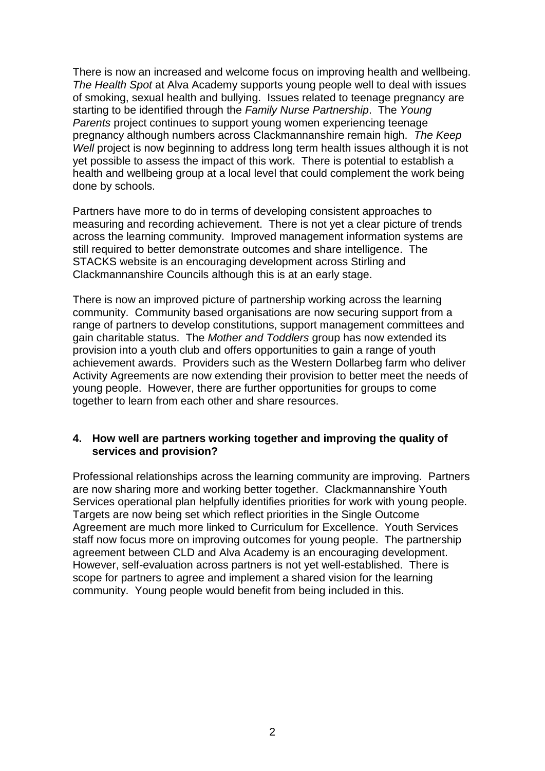There is now an increased and welcome focus on improving health and wellbeing. *The Health Spot* at Alva Academy supports young people well to deal with issues of smoking, sexual health and bullying. Issues related to teenage pregnancy are starting to be identified through the *Family Nurse Partnership*. The *Young Parents* project continues to support young women experiencing teenage pregnancy although numbers across Clackmannanshire remain high. *The Keep Well* project is now beginning to address long term health issues although it is not yet possible to assess the impact of this work. There is potential to establish a health and wellbeing group at a local level that could complement the work being done by schools.

Partners have more to do in terms of developing consistent approaches to measuring and recording achievement. There is not yet a clear picture of trends across the learning community. Improved management information systems are still required to better demonstrate outcomes and share intelligence. The STACKS website is an encouraging development across Stirling and Clackmannanshire Councils although this is at an early stage.

There is now an improved picture of partnership working across the learning community. Community based organisations are now securing support from a range of partners to develop constitutions, support management committees and gain charitable status. The *Mother and Toddlers* group has now extended its provision into a youth club and offers opportunities to gain a range of youth achievement awards. Providers such as the Western Dollarbeg farm who deliver Activity Agreements are now extending their provision to better meet the needs of young people. However, there are further opportunities for groups to come together to learn from each other and share resources.

### 4. How well are partners working together and improving the quality of services and provision?

Professional relationships across the learning community are improving. Partners are now sharing more and working better together. Clackmannanshire Youth Services operational plan helpfully identifies priorities for work with young people. Targets are now being set which reflect priorities in the Single Outcome Agreement are much more linked to Curriculum for Excellence. Youth Services staff now focus more on improving outcomes for young people. The partnership agreement between CLD and Alva Academy is an encouraging development. However, self-evaluation across partners is not yet well-established. There is scope for partners to agree and implement a shared vision for the learning community. Young people would benefit from being included in this.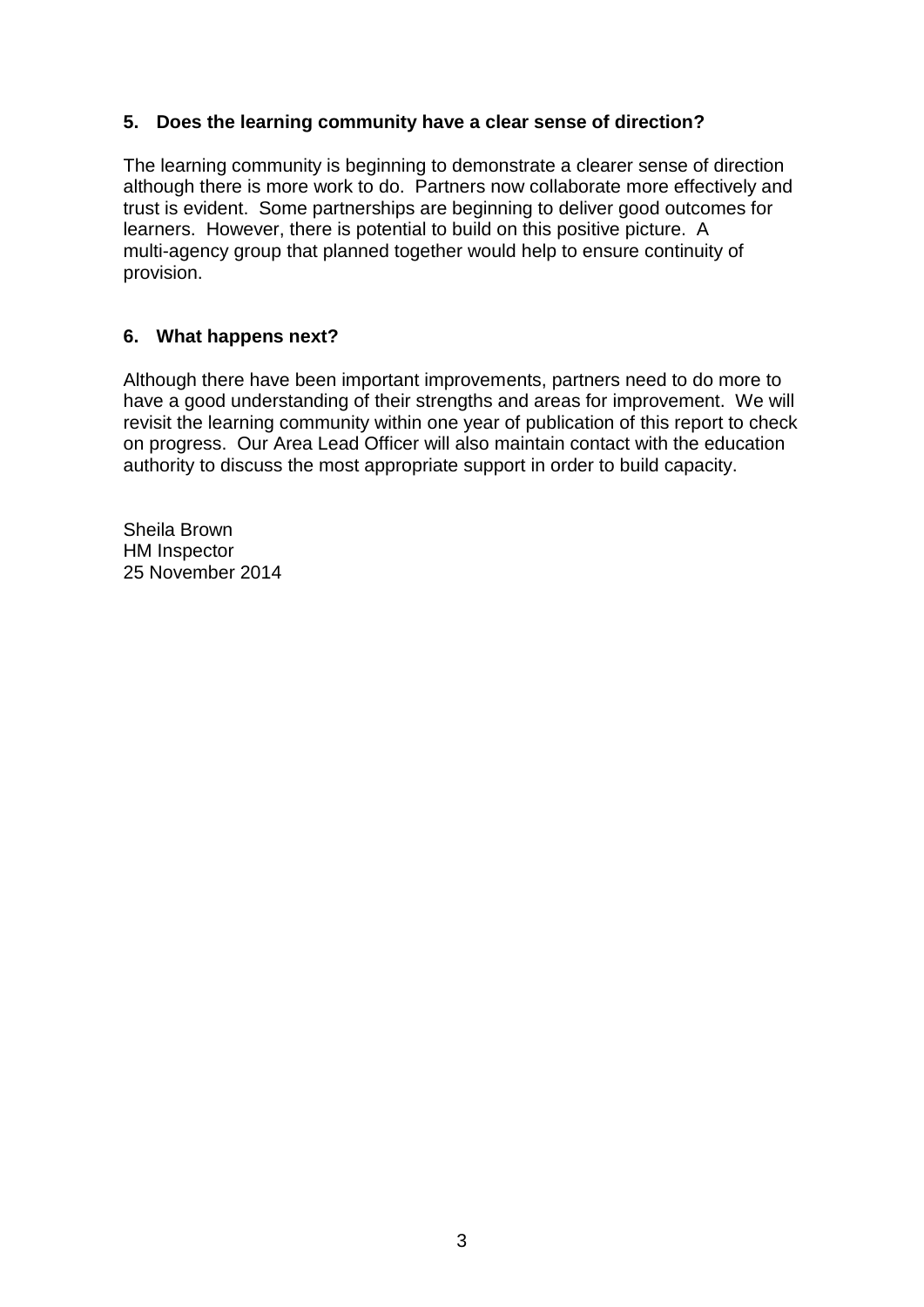## 5. Does the learning community have a clear sense of direction?

The learning community is beginning to demonstrate a clearer sense of direction although there is more work to do. Partners now collaborate more effectively and trust is evident. Some partnerships are beginning to deliver good outcomes for learners. However, there is potential to build on this positive picture. A multi-agency group that planned together would help to ensure continuity of provision.

## 6. What happens next?

Although there have been important improvements, partners need to do more to have a good understanding of their strengths and areas for improvement. We will revisit the learning community within one year of publication of this report to check on progress. Our Area Lead Officer will also maintain contact with the education authority to discuss the most appropriate support in order to build capacity.

Sheila Brown
HM Inspector
25 November 2014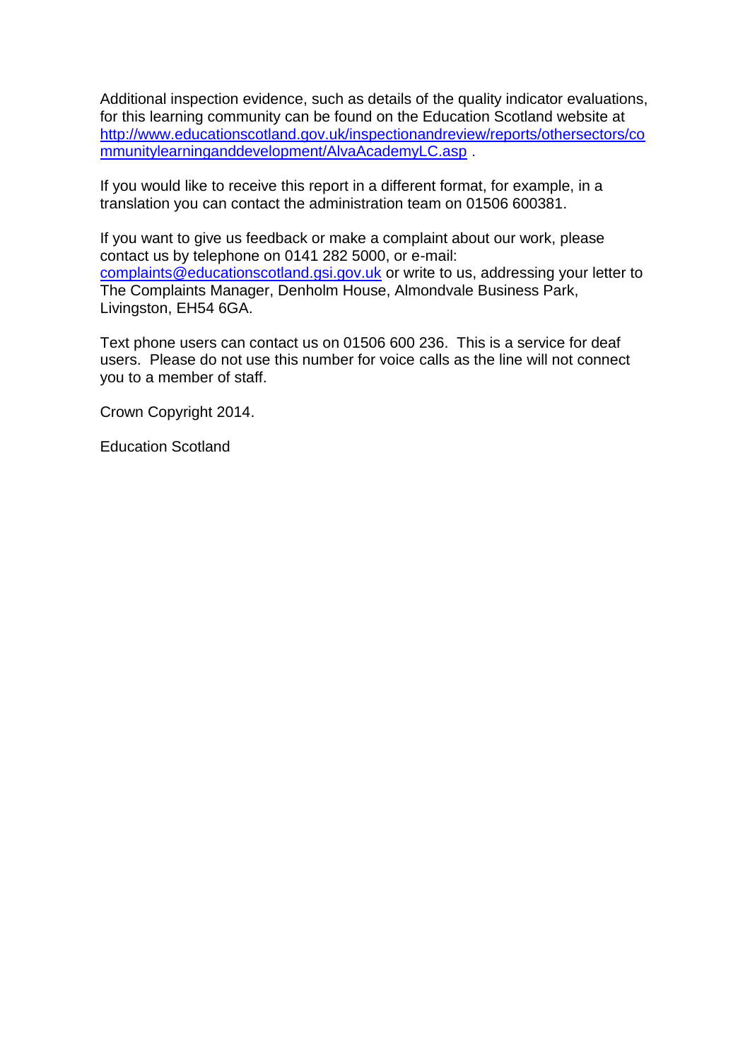Additional inspection evidence, such as details of the quality indicator evaluations, for this learning community can be found on the Education Scotland website at http://www.educationscotland.gov.uk/inspectionandreview/reports/othersectors/communitylearninganddevelopment/AlvaAcademyLC.asp .

If you would like to receive this report in a different format, for example, in a translation you can contact the administration team on 01506 600381.

If you want to give us feedback or make a complaint about our work, please contact us by telephone on 0141 282 5000, or e-mail: complaints@educationscotland.gsi.gov.uk or write to us, addressing your letter to The Complaints Manager, Denholm House, Almondvale Business Park, Livingston, EH54 6GA.

Text phone users can contact us on 01506 600 236. This is a service for deaf users. Please do not use this number for voice calls as the line will not connect you to a member of staff.

Crown Copyright 2014.

Education Scotland